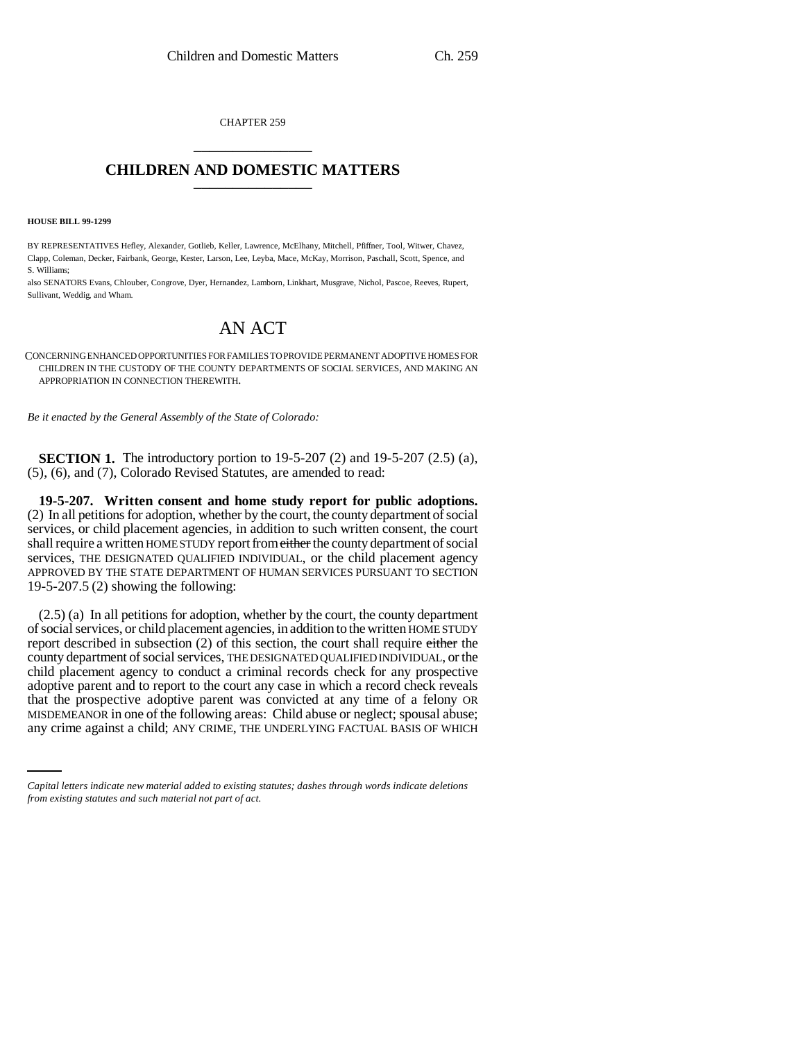CHAPTER 259

# CHILDREN AND DOMESTIC MATTERS

**HOUSE BILL 99-1299**

BY REPRESENTATIVES Hefley, Alexander, Gotlieb, Keller, Lawrence, McElhany, Mitchell, Pfiffner, Tool, Witwer, Chavez, Clapp, Coleman, Decker, Fairbank, George, Kester, Larson, Lee, Leyba, Mace, McKay, Morrison, Paschall, Scott, Spence, and S. Williams;
also SENATORS Evans, Chlouber, Congrove, Dyer, Hernandez, Lamborn, Linkhart, Musgrave, Nichol, Pascoe, Reeves, Rupert, Sullivant, Weddig, and Wham.

# AN ACT

CONCERNING ENHANCED OPPORTUNITIES FOR FAMILIES TO PROVIDE PERMANENT ADOPTIVE HOMES FOR CHILDREN IN THE CUSTODY OF THE COUNTY DEPARTMENTS OF SOCIAL SERVICES, AND MAKING AN APPROPRIATION IN CONNECTION THEREWITH.

*Be it enacted by the General Assembly of the State of Colorado:*

**SECTION 1.** The introductory portion to 19-5-207 (2) and 19-5-207 (2.5) (a), (5), (6), and (7), Colorado Revised Statutes, are amended to read:

**19-5-207. Written consent and home study report for public adoptions.** (2) In all petitions for adoption, whether by the court, the county department of social services, or child placement agencies, in addition to such written consent, the court shall require a written HOME STUDY report from ~~either~~ the county department of social services, THE DESIGNATED QUALIFIED INDIVIDUAL, or the child placement agency APPROVED BY THE STATE DEPARTMENT OF HUMAN SERVICES PURSUANT TO SECTION 19-5-207.5 (2) showing the following:

(2.5) (a) In all petitions for adoption, whether by the court, the county department of social services, or child placement agencies, in addition to the written HOME STUDY report described in subsection (2) of this section, the court shall require ~~either~~ the county department of social services, THE DESIGNATED QUALIFIED INDIVIDUAL, or the child placement agency to conduct a criminal records check for any prospective adoptive parent and to report to the court any case in which a record check reveals that the prospective adoptive parent was convicted at any time of a felony OR MISDEMEANOR in one of the following areas: Child abuse or neglect; spousal abuse; any crime against a child; ANY CRIME, THE UNDERLYING FACTUAL BASIS OF WHICH

*Capital letters indicate new material added to existing statutes; dashes through words indicate deletions from existing statutes and such material not part of act.*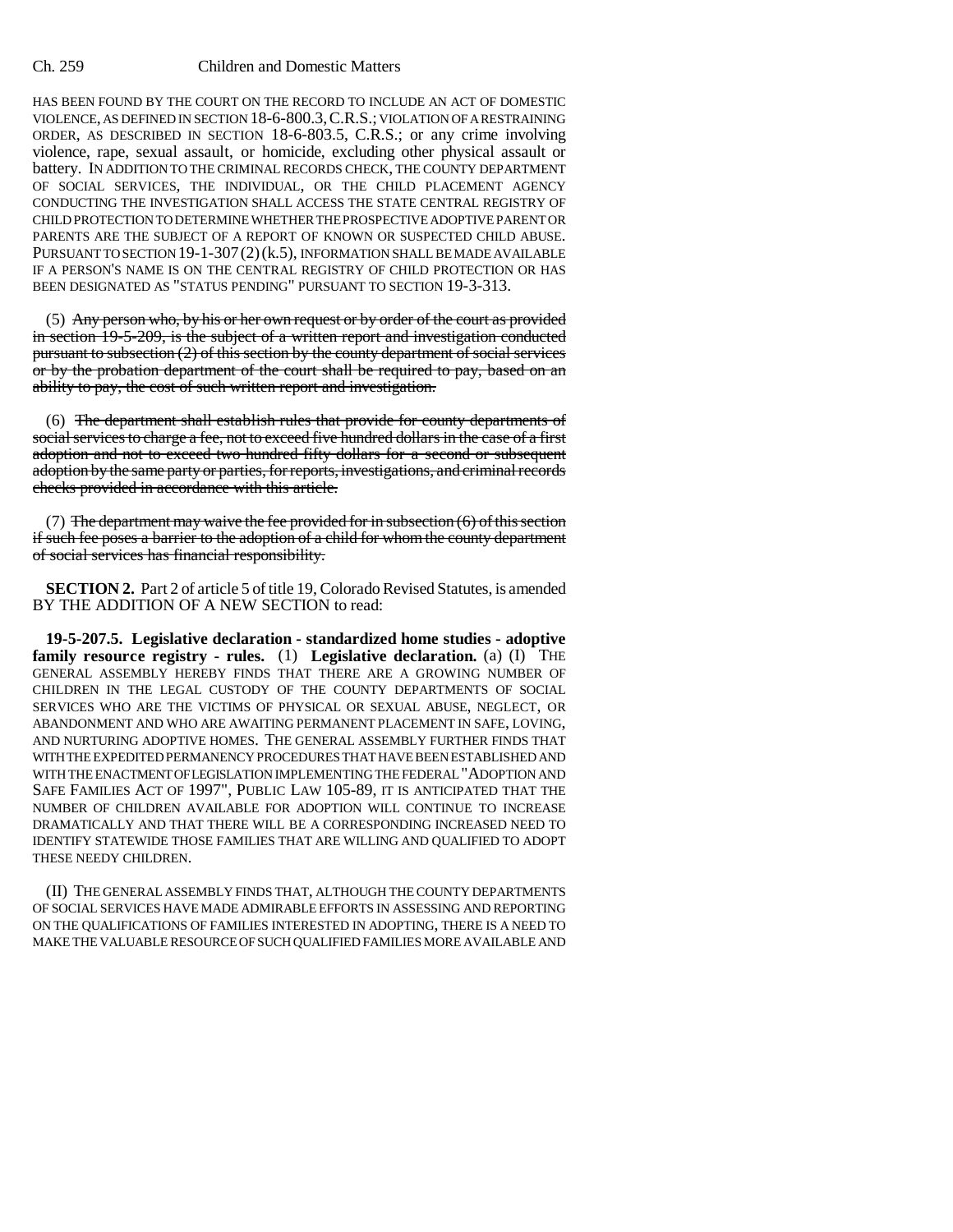HAS BEEN FOUND BY THE COURT ON THE RECORD TO INCLUDE AN ACT OF DOMESTIC VIOLENCE, AS DEFINED IN SECTION 18-6-800.3, C.R.S.; VIOLATION OF A RESTRAINING ORDER, AS DESCRIBED IN SECTION 18-6-803.5, C.R.S.; or any crime involving violence, rape, sexual assault, or homicide, excluding other physical assault or battery. IN ADDITION TO THE CRIMINAL RECORDS CHECK, THE COUNTY DEPARTMENT OF SOCIAL SERVICES, THE INDIVIDUAL, OR THE CHILD PLACEMENT AGENCY CONDUCTING THE INVESTIGATION SHALL ACCESS THE STATE CENTRAL REGISTRY OF CHILD PROTECTION TO DETERMINE WHETHER THE PROSPECTIVE ADOPTIVE PARENT OR PARENTS ARE THE SUBJECT OF A REPORT OF KNOWN OR SUSPECTED CHILD ABUSE. PURSUANT TO SECTION 19-1-307 (2) (k.5), INFORMATION SHALL BE MADE AVAILABLE IF A PERSON'S NAME IS ON THE CENTRAL REGISTRY OF CHILD PROTECTION OR HAS BEEN DESIGNATED AS "STATUS PENDING" PURSUANT TO SECTION 19-3-313.

(5) ~~Any person who, by his or her own request or by order of the court as provided in section 19-5-209, is the subject of a written report and investigation conducted pursuant to subsection (2) of this section by the county department of social services or by the probation department of the court shall be required to pay, based on an ability to pay, the cost of such written report and investigation.~~

(6) ~~The department shall establish rules that provide for county departments of social services to charge a fee, not to exceed five hundred dollars in the case of a first adoption and not to exceed two hundred fifty dollars for a second or subsequent adoption by the same party or parties, for reports, investigations, and criminal records checks provided in accordance with this article.~~

(7) ~~The department may waive the fee provided for in subsection (6) of this section if such fee poses a barrier to the adoption of a child for whom the county department of social services has financial responsibility.~~

**SECTION 2.** Part 2 of article 5 of title 19, Colorado Revised Statutes, is amended BY THE ADDITION OF A NEW SECTION to read:

**19-5-207.5. Legislative declaration - standardized home studies - adoptive family resource registry - rules.** (1) **Legislative declaration.** (a) (I) THE GENERAL ASSEMBLY HEREBY FINDS THAT THERE ARE A GROWING NUMBER OF CHILDREN IN THE LEGAL CUSTODY OF THE COUNTY DEPARTMENTS OF SOCIAL SERVICES WHO ARE THE VICTIMS OF PHYSICAL OR SEXUAL ABUSE, NEGLECT, OR ABANDONMENT AND WHO ARE AWAITING PERMANENT PLACEMENT IN SAFE, LOVING, AND NURTURING ADOPTIVE HOMES. THE GENERAL ASSEMBLY FURTHER FINDS THAT WITH THE EXPEDITED PERMANENCY PROCEDURES THAT HAVE BEEN ESTABLISHED AND WITH THE ENACTMENT OF LEGISLATION IMPLEMENTING THE FEDERAL "ADOPTION AND SAFE FAMILIES ACT OF 1997", PUBLIC LAW 105-89, IT IS ANTICIPATED THAT THE NUMBER OF CHILDREN AVAILABLE FOR ADOPTION WILL CONTINUE TO INCREASE DRAMATICALLY AND THAT THERE WILL BE A CORRESPONDING INCREASED NEED TO IDENTIFY STATEWIDE THOSE FAMILIES THAT ARE WILLING AND QUALIFIED TO ADOPT THESE NEEDY CHILDREN.

(II) THE GENERAL ASSEMBLY FINDS THAT, ALTHOUGH THE COUNTY DEPARTMENTS OF SOCIAL SERVICES HAVE MADE ADMIRABLE EFFORTS IN ASSESSING AND REPORTING ON THE QUALIFICATIONS OF FAMILIES INTERESTED IN ADOPTING, THERE IS A NEED TO MAKE THE VALUABLE RESOURCE OF SUCH QUALIFIED FAMILIES MORE AVAILABLE AND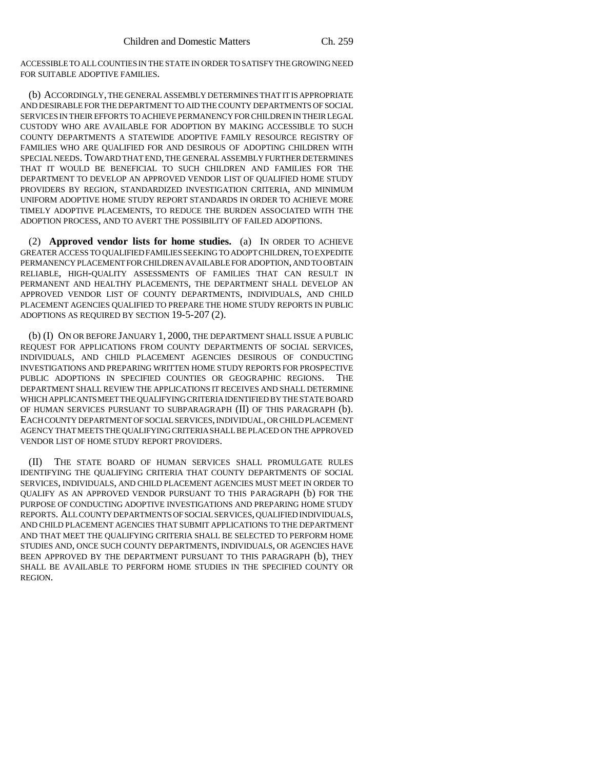ACCESSIBLE TO ALL COUNTIES IN THE STATE IN ORDER TO SATISFY THE GROWING NEED FOR SUITABLE ADOPTIVE FAMILIES.

(b) ACCORDINGLY, THE GENERAL ASSEMBLY DETERMINES THAT IT IS APPROPRIATE AND DESIRABLE FOR THE DEPARTMENT TO AID THE COUNTY DEPARTMENTS OF SOCIAL SERVICES IN THEIR EFFORTS TO ACHIEVE PERMANENCY FOR CHILDREN IN THEIR LEGAL CUSTODY WHO ARE AVAILABLE FOR ADOPTION BY MAKING ACCESSIBLE TO SUCH COUNTY DEPARTMENTS A STATEWIDE ADOPTIVE FAMILY RESOURCE REGISTRY OF FAMILIES WHO ARE QUALIFIED FOR AND DESIROUS OF ADOPTING CHILDREN WITH SPECIAL NEEDS. TOWARD THAT END, THE GENERAL ASSEMBLY FURTHER DETERMINES THAT IT WOULD BE BENEFICIAL TO SUCH CHILDREN AND FAMILIES FOR THE DEPARTMENT TO DEVELOP AN APPROVED VENDOR LIST OF QUALIFIED HOME STUDY PROVIDERS BY REGION, STANDARDIZED INVESTIGATION CRITERIA, AND MINIMUM UNIFORM ADOPTIVE HOME STUDY REPORT STANDARDS IN ORDER TO ACHIEVE MORE TIMELY ADOPTIVE PLACEMENTS, TO REDUCE THE BURDEN ASSOCIATED WITH THE ADOPTION PROCESS, AND TO AVERT THE POSSIBILITY OF FAILED ADOPTIONS.

(2) **Approved vendor lists for home studies.** (a) IN ORDER TO ACHIEVE GREATER ACCESS TO QUALIFIED FAMILIES SEEKING TO ADOPT CHILDREN, TO EXPEDITE PERMANENCY PLACEMENT FOR CHILDREN AVAILABLE FOR ADOPTION, AND TO OBTAIN RELIABLE, HIGH-QUALITY ASSESSMENTS OF FAMILIES THAT CAN RESULT IN PERMANENT AND HEALTHY PLACEMENTS, THE DEPARTMENT SHALL DEVELOP AN APPROVED VENDOR LIST OF COUNTY DEPARTMENTS, INDIVIDUALS, AND CHILD PLACEMENT AGENCIES QUALIFIED TO PREPARE THE HOME STUDY REPORTS IN PUBLIC ADOPTIONS AS REQUIRED BY SECTION 19-5-207 (2).

(b) (I) ON OR BEFORE JANUARY 1, 2000, THE DEPARTMENT SHALL ISSUE A PUBLIC REQUEST FOR APPLICATIONS FROM COUNTY DEPARTMENTS OF SOCIAL SERVICES, INDIVIDUALS, AND CHILD PLACEMENT AGENCIES DESIROUS OF CONDUCTING INVESTIGATIONS AND PREPARING WRITTEN HOME STUDY REPORTS FOR PROSPECTIVE PUBLIC ADOPTIONS IN SPECIFIED COUNTIES OR GEOGRAPHIC REGIONS. THE DEPARTMENT SHALL REVIEW THE APPLICATIONS IT RECEIVES AND SHALL DETERMINE WHICH APPLICANTS MEET THE QUALIFYING CRITERIA IDENTIFIED BY THE STATE BOARD OF HUMAN SERVICES PURSUANT TO SUBPARAGRAPH (II) OF THIS PARAGRAPH (b). EACH COUNTY DEPARTMENT OF SOCIAL SERVICES, INDIVIDUAL, OR CHILD PLACEMENT AGENCY THAT MEETS THE QUALIFYING CRITERIA SHALL BE PLACED ON THE APPROVED VENDOR LIST OF HOME STUDY REPORT PROVIDERS.

(II) THE STATE BOARD OF HUMAN SERVICES SHALL PROMULGATE RULES IDENTIFYING THE QUALIFYING CRITERIA THAT COUNTY DEPARTMENTS OF SOCIAL SERVICES, INDIVIDUALS, AND CHILD PLACEMENT AGENCIES MUST MEET IN ORDER TO QUALIFY AS AN APPROVED VENDOR PURSUANT TO THIS PARAGRAPH (b) FOR THE PURPOSE OF CONDUCTING ADOPTIVE INVESTIGATIONS AND PREPARING HOME STUDY REPORTS. ALL COUNTY DEPARTMENTS OF SOCIAL SERVICES, QUALIFIED INDIVIDUALS, AND CHILD PLACEMENT AGENCIES THAT SUBMIT APPLICATIONS TO THE DEPARTMENT AND THAT MEET THE QUALIFYING CRITERIA SHALL BE SELECTED TO PERFORM HOME STUDIES AND, ONCE SUCH COUNTY DEPARTMENTS, INDIVIDUALS, OR AGENCIES HAVE BEEN APPROVED BY THE DEPARTMENT PURSUANT TO THIS PARAGRAPH (b), THEY SHALL BE AVAILABLE TO PERFORM HOME STUDIES IN THE SPECIFIED COUNTY OR REGION.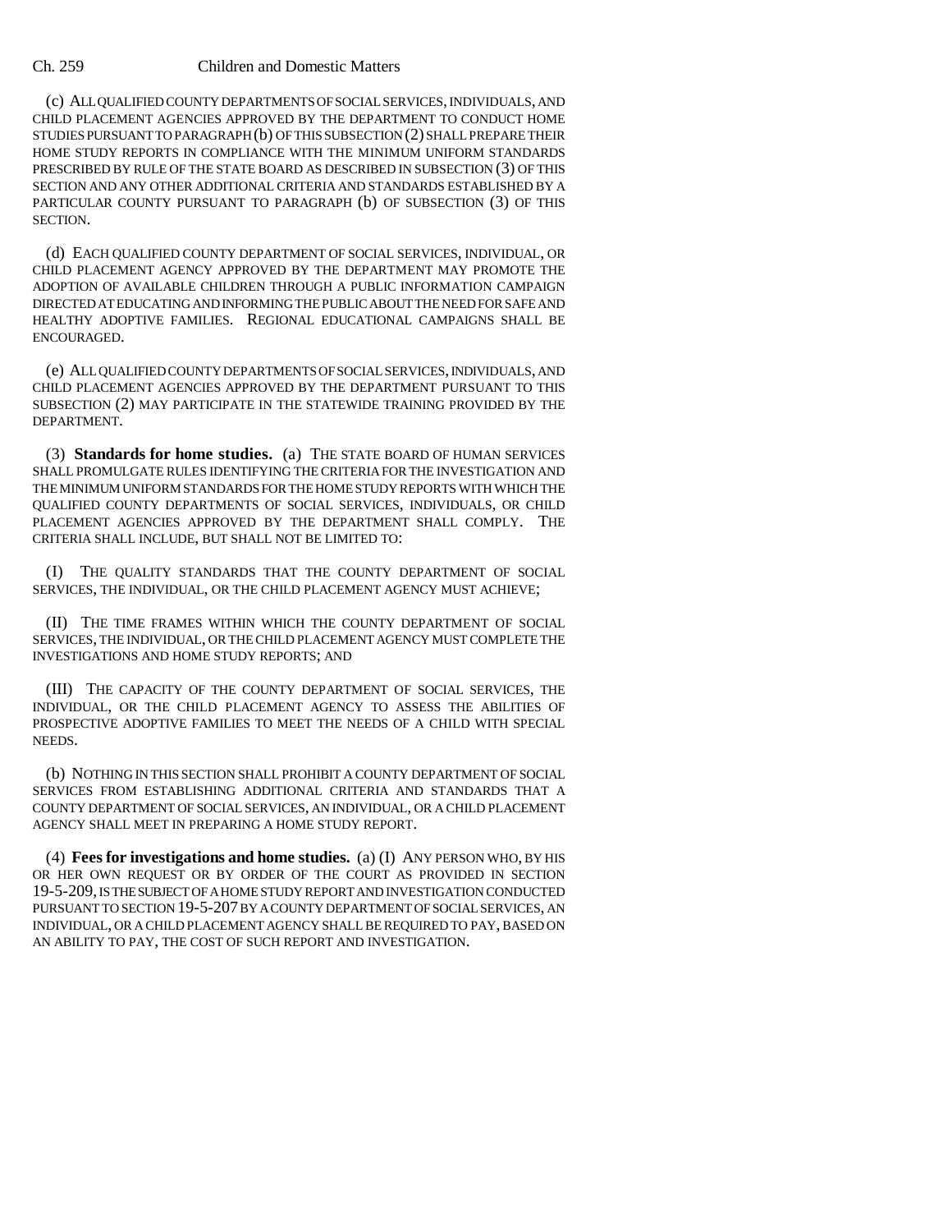(c) ALL QUALIFIED COUNTY DEPARTMENTS OF SOCIAL SERVICES, INDIVIDUALS, AND CHILD PLACEMENT AGENCIES APPROVED BY THE DEPARTMENT TO CONDUCT HOME STUDIES PURSUANT TO PARAGRAPH (b) OF THIS SUBSECTION (2) SHALL PREPARE THEIR HOME STUDY REPORTS IN COMPLIANCE WITH THE MINIMUM UNIFORM STANDARDS PRESCRIBED BY RULE OF THE STATE BOARD AS DESCRIBED IN SUBSECTION (3) OF THIS SECTION AND ANY OTHER ADDITIONAL CRITERIA AND STANDARDS ESTABLISHED BY A PARTICULAR COUNTY PURSUANT TO PARAGRAPH (b) OF SUBSECTION (3) OF THIS SECTION.

(d) EACH QUALIFIED COUNTY DEPARTMENT OF SOCIAL SERVICES, INDIVIDUAL, OR CHILD PLACEMENT AGENCY APPROVED BY THE DEPARTMENT MAY PROMOTE THE ADOPTION OF AVAILABLE CHILDREN THROUGH A PUBLIC INFORMATION CAMPAIGN DIRECTED AT EDUCATING AND INFORMING THE PUBLIC ABOUT THE NEED FOR SAFE AND HEALTHY ADOPTIVE FAMILIES. REGIONAL EDUCATIONAL CAMPAIGNS SHALL BE ENCOURAGED.

(e) ALL QUALIFIED COUNTY DEPARTMENTS OF SOCIAL SERVICES, INDIVIDUALS, AND CHILD PLACEMENT AGENCIES APPROVED BY THE DEPARTMENT PURSUANT TO THIS SUBSECTION (2) MAY PARTICIPATE IN THE STATEWIDE TRAINING PROVIDED BY THE DEPARTMENT.

(3) **Standards for home studies.** (a) THE STATE BOARD OF HUMAN SERVICES SHALL PROMULGATE RULES IDENTIFYING THE CRITERIA FOR THE INVESTIGATION AND THE MINIMUM UNIFORM STANDARDS FOR THE HOME STUDY REPORTS WITH WHICH THE QUALIFIED COUNTY DEPARTMENTS OF SOCIAL SERVICES, INDIVIDUALS, OR CHILD PLACEMENT AGENCIES APPROVED BY THE DEPARTMENT SHALL COMPLY. THE CRITERIA SHALL INCLUDE, BUT SHALL NOT BE LIMITED TO:

(I) THE QUALITY STANDARDS THAT THE COUNTY DEPARTMENT OF SOCIAL SERVICES, THE INDIVIDUAL, OR THE CHILD PLACEMENT AGENCY MUST ACHIEVE;

(II) THE TIME FRAMES WITHIN WHICH THE COUNTY DEPARTMENT OF SOCIAL SERVICES, THE INDIVIDUAL, OR THE CHILD PLACEMENT AGENCY MUST COMPLETE THE INVESTIGATIONS AND HOME STUDY REPORTS; AND

(III) THE CAPACITY OF THE COUNTY DEPARTMENT OF SOCIAL SERVICES, THE INDIVIDUAL, OR THE CHILD PLACEMENT AGENCY TO ASSESS THE ABILITIES OF PROSPECTIVE ADOPTIVE FAMILIES TO MEET THE NEEDS OF A CHILD WITH SPECIAL NEEDS.

(b) NOTHING IN THIS SECTION SHALL PROHIBIT A COUNTY DEPARTMENT OF SOCIAL SERVICES FROM ESTABLISHING ADDITIONAL CRITERIA AND STANDARDS THAT A COUNTY DEPARTMENT OF SOCIAL SERVICES, AN INDIVIDUAL, OR A CHILD PLACEMENT AGENCY SHALL MEET IN PREPARING A HOME STUDY REPORT.

(4) **Fees for investigations and home studies.** (a) (I) ANY PERSON WHO, BY HIS OR HER OWN REQUEST OR BY ORDER OF THE COURT AS PROVIDED IN SECTION 19-5-209, IS THE SUBJECT OF A HOME STUDY REPORT AND INVESTIGATION CONDUCTED PURSUANT TO SECTION 19-5-207 BY A COUNTY DEPARTMENT OF SOCIAL SERVICES, AN INDIVIDUAL, OR A CHILD PLACEMENT AGENCY SHALL BE REQUIRED TO PAY, BASED ON AN ABILITY TO PAY, THE COST OF SUCH REPORT AND INVESTIGATION.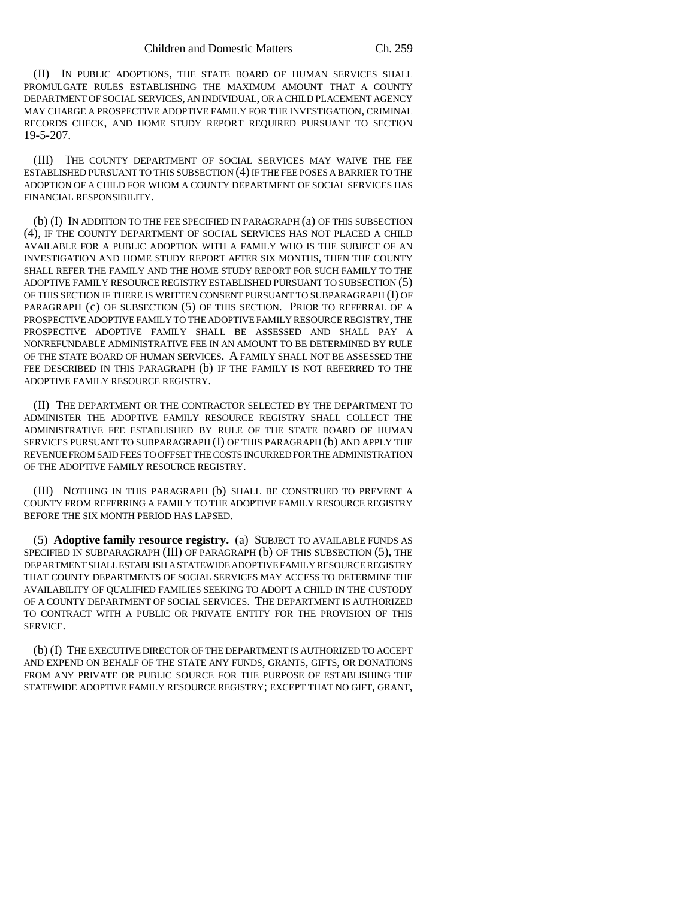(II) IN PUBLIC ADOPTIONS, THE STATE BOARD OF HUMAN SERVICES SHALL PROMULGATE RULES ESTABLISHING THE MAXIMUM AMOUNT THAT A COUNTY DEPARTMENT OF SOCIAL SERVICES, AN INDIVIDUAL, OR A CHILD PLACEMENT AGENCY MAY CHARGE A PROSPECTIVE ADOPTIVE FAMILY FOR THE INVESTIGATION, CRIMINAL RECORDS CHECK, AND HOME STUDY REPORT REQUIRED PURSUANT TO SECTION 19-5-207.

(III) THE COUNTY DEPARTMENT OF SOCIAL SERVICES MAY WAIVE THE FEE ESTABLISHED PURSUANT TO THIS SUBSECTION (4) IF THE FEE POSES A BARRIER TO THE ADOPTION OF A CHILD FOR WHOM A COUNTY DEPARTMENT OF SOCIAL SERVICES HAS FINANCIAL RESPONSIBILITY.

(b) (I) IN ADDITION TO THE FEE SPECIFIED IN PARAGRAPH (a) OF THIS SUBSECTION (4), IF THE COUNTY DEPARTMENT OF SOCIAL SERVICES HAS NOT PLACED A CHILD AVAILABLE FOR A PUBLIC ADOPTION WITH A FAMILY WHO IS THE SUBJECT OF AN INVESTIGATION AND HOME STUDY REPORT AFTER SIX MONTHS, THEN THE COUNTY SHALL REFER THE FAMILY AND THE HOME STUDY REPORT FOR SUCH FAMILY TO THE ADOPTIVE FAMILY RESOURCE REGISTRY ESTABLISHED PURSUANT TO SUBSECTION (5) OF THIS SECTION IF THERE IS WRITTEN CONSENT PURSUANT TO SUBPARAGRAPH (I) OF PARAGRAPH (c) OF SUBSECTION (5) OF THIS SECTION. PRIOR TO REFERRAL OF A PROSPECTIVE ADOPTIVE FAMILY TO THE ADOPTIVE FAMILY RESOURCE REGISTRY, THE PROSPECTIVE ADOPTIVE FAMILY SHALL BE ASSESSED AND SHALL PAY A NONREFUNDABLE ADMINISTRATIVE FEE IN AN AMOUNT TO BE DETERMINED BY RULE OF THE STATE BOARD OF HUMAN SERVICES. A FAMILY SHALL NOT BE ASSESSED THE FEE DESCRIBED IN THIS PARAGRAPH (b) IF THE FAMILY IS NOT REFERRED TO THE ADOPTIVE FAMILY RESOURCE REGISTRY.

(II) THE DEPARTMENT OR THE CONTRACTOR SELECTED BY THE DEPARTMENT TO ADMINISTER THE ADOPTIVE FAMILY RESOURCE REGISTRY SHALL COLLECT THE ADMINISTRATIVE FEE ESTABLISHED BY RULE OF THE STATE BOARD OF HUMAN SERVICES PURSUANT TO SUBPARAGRAPH (I) OF THIS PARAGRAPH (b) AND APPLY THE REVENUE FROM SAID FEES TO OFFSET THE COSTS INCURRED FOR THE ADMINISTRATION OF THE ADOPTIVE FAMILY RESOURCE REGISTRY.

(III) NOTHING IN THIS PARAGRAPH (b) SHALL BE CONSTRUED TO PREVENT A COUNTY FROM REFERRING A FAMILY TO THE ADOPTIVE FAMILY RESOURCE REGISTRY BEFORE THE SIX MONTH PERIOD HAS LAPSED.

(5) **Adoptive family resource registry.** (a) SUBJECT TO AVAILABLE FUNDS AS SPECIFIED IN SUBPARAGRAPH (III) OF PARAGRAPH (b) OF THIS SUBSECTION (5), THE DEPARTMENT SHALL ESTABLISH A STATEWIDE ADOPTIVE FAMILY RESOURCE REGISTRY THAT COUNTY DEPARTMENTS OF SOCIAL SERVICES MAY ACCESS TO DETERMINE THE AVAILABILITY OF QUALIFIED FAMILIES SEEKING TO ADOPT A CHILD IN THE CUSTODY OF A COUNTY DEPARTMENT OF SOCIAL SERVICES. THE DEPARTMENT IS AUTHORIZED TO CONTRACT WITH A PUBLIC OR PRIVATE ENTITY FOR THE PROVISION OF THIS SERVICE.

(b) (I) THE EXECUTIVE DIRECTOR OF THE DEPARTMENT IS AUTHORIZED TO ACCEPT AND EXPEND ON BEHALF OF THE STATE ANY FUNDS, GRANTS, GIFTS, OR DONATIONS FROM ANY PRIVATE OR PUBLIC SOURCE FOR THE PURPOSE OF ESTABLISHING THE STATEWIDE ADOPTIVE FAMILY RESOURCE REGISTRY; EXCEPT THAT NO GIFT, GRANT,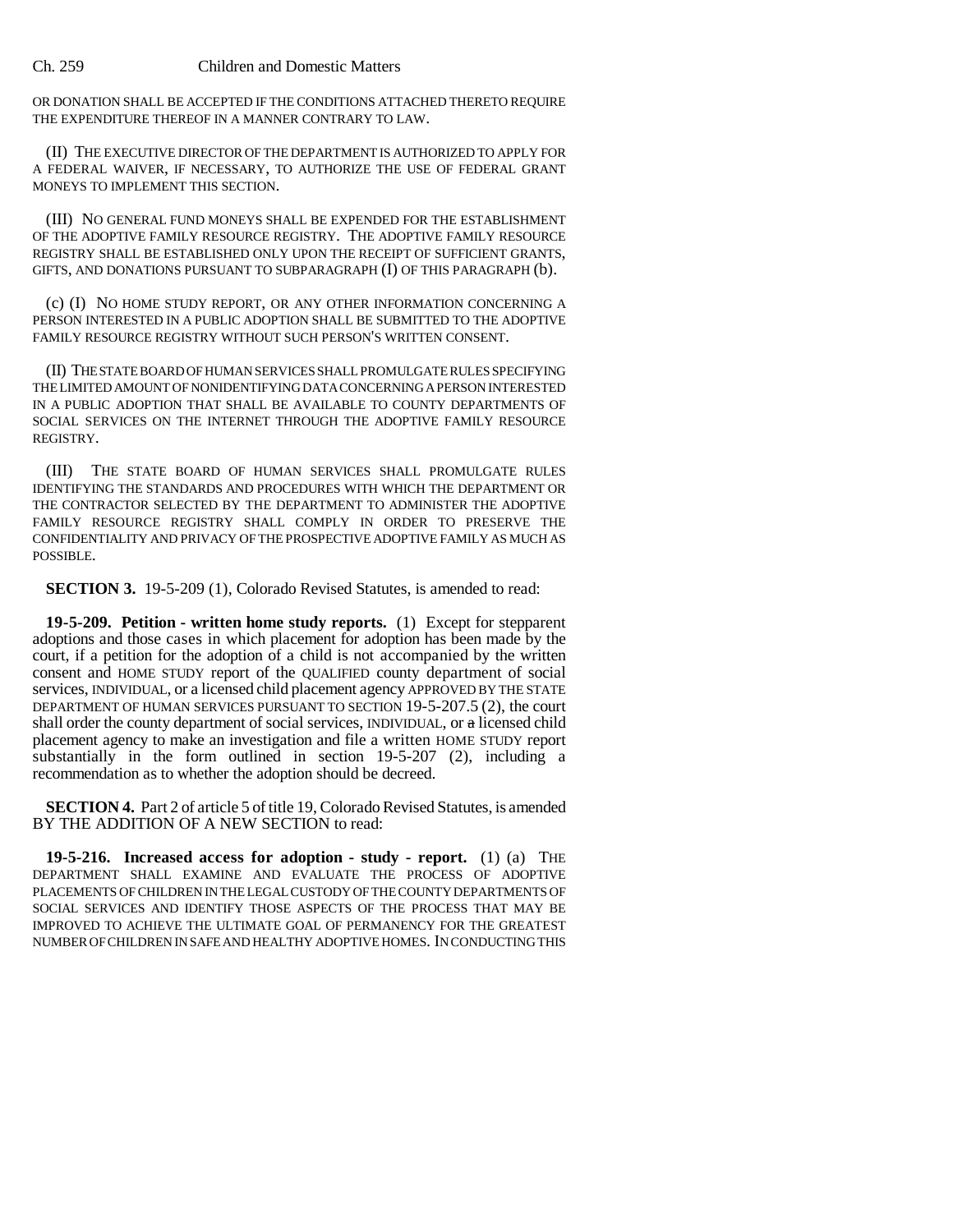OR DONATION SHALL BE ACCEPTED IF THE CONDITIONS ATTACHED THERETO REQUIRE THE EXPENDITURE THEREOF IN A MANNER CONTRARY TO LAW.

(II) THE EXECUTIVE DIRECTOR OF THE DEPARTMENT IS AUTHORIZED TO APPLY FOR A FEDERAL WAIVER, IF NECESSARY, TO AUTHORIZE THE USE OF FEDERAL GRANT MONEYS TO IMPLEMENT THIS SECTION.

(III) NO GENERAL FUND MONEYS SHALL BE EXPENDED FOR THE ESTABLISHMENT OF THE ADOPTIVE FAMILY RESOURCE REGISTRY. THE ADOPTIVE FAMILY RESOURCE REGISTRY SHALL BE ESTABLISHED ONLY UPON THE RECEIPT OF SUFFICIENT GRANTS, GIFTS, AND DONATIONS PURSUANT TO SUBPARAGRAPH (I) OF THIS PARAGRAPH (b).

(c) (I) NO HOME STUDY REPORT, OR ANY OTHER INFORMATION CONCERNING A PERSON INTERESTED IN A PUBLIC ADOPTION SHALL BE SUBMITTED TO THE ADOPTIVE FAMILY RESOURCE REGISTRY WITHOUT SUCH PERSON'S WRITTEN CONSENT.

(II) THE STATE BOARD OF HUMAN SERVICES SHALL PROMULGATE RULES SPECIFYING THE LIMITED AMOUNT OF NONIDENTIFYING DATA CONCERNING A PERSON INTERESTED IN A PUBLIC ADOPTION THAT SHALL BE AVAILABLE TO COUNTY DEPARTMENTS OF SOCIAL SERVICES ON THE INTERNET THROUGH THE ADOPTIVE FAMILY RESOURCE REGISTRY.

(III) THE STATE BOARD OF HUMAN SERVICES SHALL PROMULGATE RULES IDENTIFYING THE STANDARDS AND PROCEDURES WITH WHICH THE DEPARTMENT OR THE CONTRACTOR SELECTED BY THE DEPARTMENT TO ADMINISTER THE ADOPTIVE FAMILY RESOURCE REGISTRY SHALL COMPLY IN ORDER TO PRESERVE THE CONFIDENTIALITY AND PRIVACY OF THE PROSPECTIVE ADOPTIVE FAMILY AS MUCH AS POSSIBLE.

**SECTION 3.** 19-5-209 (1), Colorado Revised Statutes, is amended to read:

**19-5-209. Petition - written home study reports.** (1) Except for stepparent adoptions and those cases in which placement for adoption has been made by the court, if a petition for the adoption of a child is not accompanied by the written consent and HOME STUDY report of the QUALIFIED county department of social services, INDIVIDUAL, or a licensed child placement agency APPROVED BY THE STATE DEPARTMENT OF HUMAN SERVICES PURSUANT TO SECTION 19-5-207.5 (2), the court shall order the county department of social services, INDIVIDUAL, or a licensed child placement agency to make an investigation and file a written HOME STUDY report substantially in the form outlined in section 19-5-207 (2), including a recommendation as to whether the adoption should be decreed.

**SECTION 4.** Part 2 of article 5 of title 19, Colorado Revised Statutes, is amended BY THE ADDITION OF A NEW SECTION to read:

**19-5-216. Increased access for adoption - study - report.** (1) (a) THE DEPARTMENT SHALL EXAMINE AND EVALUATE THE PROCESS OF ADOPTIVE PLACEMENTS OF CHILDREN IN THE LEGAL CUSTODY OF THE COUNTY DEPARTMENTS OF SOCIAL SERVICES AND IDENTIFY THOSE ASPECTS OF THE PROCESS THAT MAY BE IMPROVED TO ACHIEVE THE ULTIMATE GOAL OF PERMANENCY FOR THE GREATEST NUMBER OF CHILDREN IN SAFE AND HEALTHY ADOPTIVE HOMES. IN CONDUCTING THIS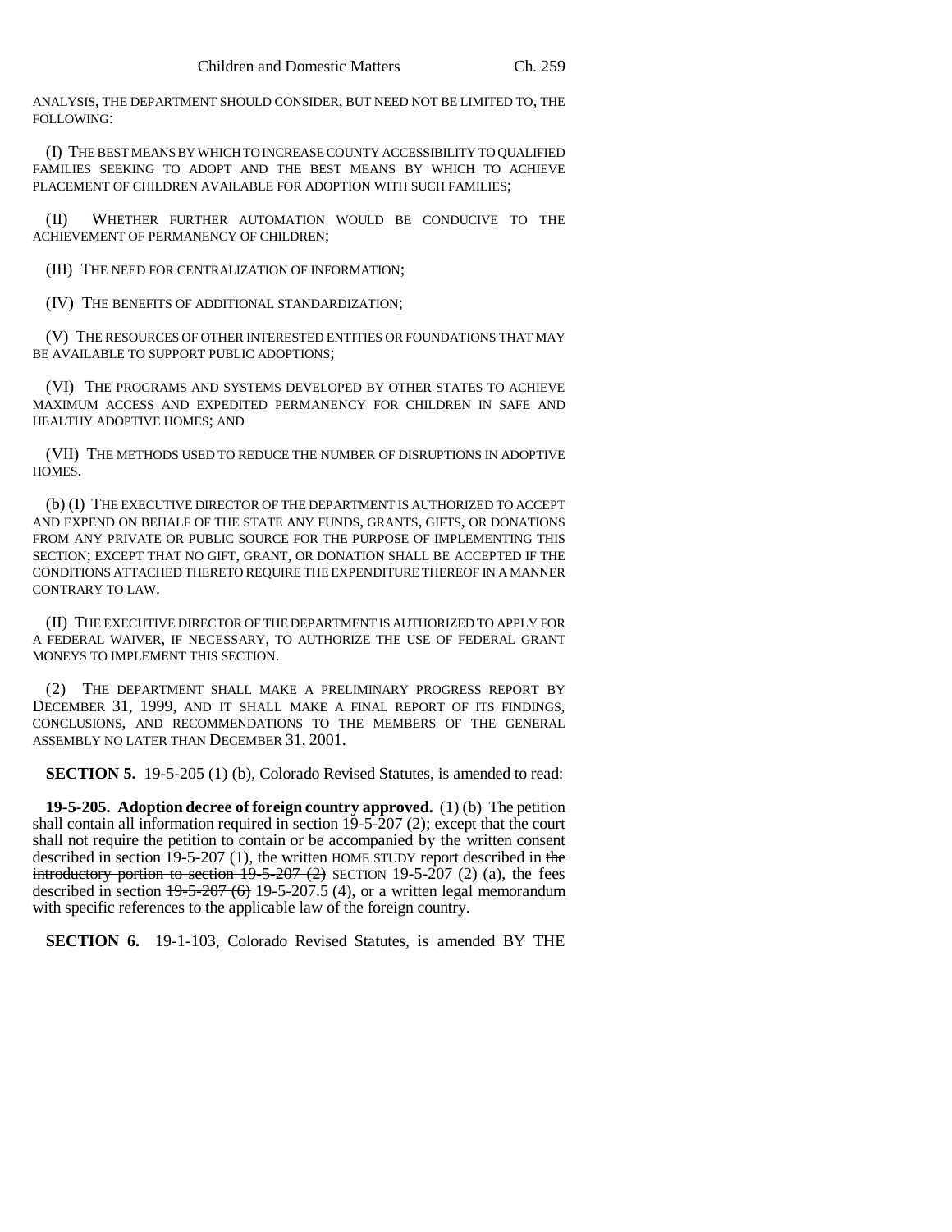ANALYSIS, THE DEPARTMENT SHOULD CONSIDER, BUT NEED NOT BE LIMITED TO, THE FOLLOWING:

(I) THE BEST MEANS BY WHICH TO INCREASE COUNTY ACCESSIBILITY TO QUALIFIED FAMILIES SEEKING TO ADOPT AND THE BEST MEANS BY WHICH TO ACHIEVE PLACEMENT OF CHILDREN AVAILABLE FOR ADOPTION WITH SUCH FAMILIES;

(II) WHETHER FURTHER AUTOMATION WOULD BE CONDUCIVE TO THE ACHIEVEMENT OF PERMANENCY OF CHILDREN;

(III) THE NEED FOR CENTRALIZATION OF INFORMATION;

(IV) THE BENEFITS OF ADDITIONAL STANDARDIZATION;

(V) THE RESOURCES OF OTHER INTERESTED ENTITIES OR FOUNDATIONS THAT MAY BE AVAILABLE TO SUPPORT PUBLIC ADOPTIONS;

(VI) THE PROGRAMS AND SYSTEMS DEVELOPED BY OTHER STATES TO ACHIEVE MAXIMUM ACCESS AND EXPEDITED PERMANENCY FOR CHILDREN IN SAFE AND HEALTHY ADOPTIVE HOMES; AND

(VII) THE METHODS USED TO REDUCE THE NUMBER OF DISRUPTIONS IN ADOPTIVE HOMES.

(b) (I) THE EXECUTIVE DIRECTOR OF THE DEPARTMENT IS AUTHORIZED TO ACCEPT AND EXPEND ON BEHALF OF THE STATE ANY FUNDS, GRANTS, GIFTS, OR DONATIONS FROM ANY PRIVATE OR PUBLIC SOURCE FOR THE PURPOSE OF IMPLEMENTING THIS SECTION; EXCEPT THAT NO GIFT, GRANT, OR DONATION SHALL BE ACCEPTED IF THE CONDITIONS ATTACHED THERETO REQUIRE THE EXPENDITURE THEREOF IN A MANNER CONTRARY TO LAW.

(II) THE EXECUTIVE DIRECTOR OF THE DEPARTMENT IS AUTHORIZED TO APPLY FOR A FEDERAL WAIVER, IF NECESSARY, TO AUTHORIZE THE USE OF FEDERAL GRANT MONEYS TO IMPLEMENT THIS SECTION.

(2) THE DEPARTMENT SHALL MAKE A PRELIMINARY PROGRESS REPORT BY DECEMBER 31, 1999, AND IT SHALL MAKE A FINAL REPORT OF ITS FINDINGS, CONCLUSIONS, AND RECOMMENDATIONS TO THE MEMBERS OF THE GENERAL ASSEMBLY NO LATER THAN DECEMBER 31, 2001.

**SECTION 5.** 19-5-205 (1) (b), Colorado Revised Statutes, is amended to read:

**19-5-205. Adoption decree of foreign country approved.** (1) (b) The petition shall contain all information required in section 19-5-207 (2); except that the court shall not require the petition to contain or be accompanied by the written consent described in section 19-5-207 (1), the written HOME STUDY report described in ~~the introductory portion to section 19-5-207 (2)~~ SECTION 19-5-207 (2) (a), the fees described in section ~~19-5-207 (6)~~ 19-5-207.5 (4), or a written legal memorandum with specific references to the applicable law of the foreign country.

**SECTION 6.** 19-1-103, Colorado Revised Statutes, is amended BY THE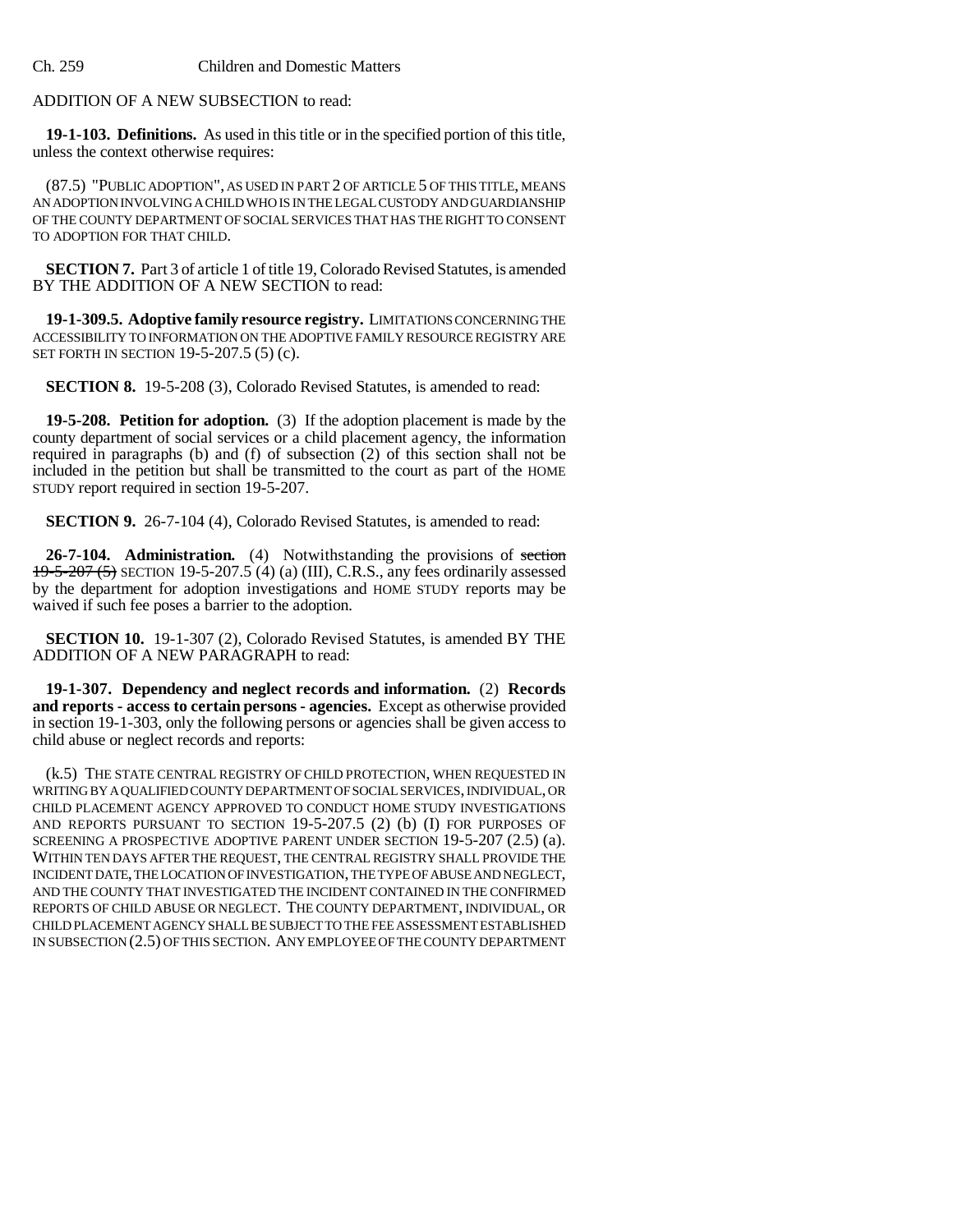ADDITION OF A NEW SUBSECTION to read:

**19-1-103. Definitions.** As used in this title or in the specified portion of this title, unless the context otherwise requires:

(87.5) "PUBLIC ADOPTION", AS USED IN PART 2 OF ARTICLE 5 OF THIS TITLE, MEANS AN ADOPTION INVOLVING A CHILD WHO IS IN THE LEGAL CUSTODY AND GUARDIANSHIP OF THE COUNTY DEPARTMENT OF SOCIAL SERVICES THAT HAS THE RIGHT TO CONSENT TO ADOPTION FOR THAT CHILD.

**SECTION 7.** Part 3 of article 1 of title 19, Colorado Revised Statutes, is amended BY THE ADDITION OF A NEW SECTION to read:

**19-1-309.5. Adoptive family resource registry.** LIMITATIONS CONCERNING THE ACCESSIBILITY TO INFORMATION ON THE ADOPTIVE FAMILY RESOURCE REGISTRY ARE SET FORTH IN SECTION 19-5-207.5 (5) (c).

**SECTION 8.** 19-5-208 (3), Colorado Revised Statutes, is amended to read:

**19-5-208. Petition for adoption.** (3) If the adoption placement is made by the county department of social services or a child placement agency, the information required in paragraphs (b) and (f) of subsection (2) of this section shall not be included in the petition but shall be transmitted to the court as part of the HOME STUDY report required in section 19-5-207.

**SECTION 9.** 26-7-104 (4), Colorado Revised Statutes, is amended to read:

**26-7-104. Administration.** (4) Notwithstanding the provisions of ~~section 19-5-207 (5)~~ SECTION 19-5-207.5 (4) (a) (III), C.R.S., any fees ordinarily assessed by the department for adoption investigations and HOME STUDY reports may be waived if such fee poses a barrier to the adoption.

**SECTION 10.** 19-1-307 (2), Colorado Revised Statutes, is amended BY THE ADDITION OF A NEW PARAGRAPH to read:

**19-1-307. Dependency and neglect records and information.** (2) **Records and reports - access to certain persons - agencies.** Except as otherwise provided in section 19-1-303, only the following persons or agencies shall be given access to child abuse or neglect records and reports:

(k.5) THE STATE CENTRAL REGISTRY OF CHILD PROTECTION, WHEN REQUESTED IN WRITING BY A QUALIFIED COUNTY DEPARTMENT OF SOCIAL SERVICES, INDIVIDUAL, OR CHILD PLACEMENT AGENCY APPROVED TO CONDUCT HOME STUDY INVESTIGATIONS AND REPORTS PURSUANT TO SECTION 19-5-207.5 (2) (b) (I) FOR PURPOSES OF SCREENING A PROSPECTIVE ADOPTIVE PARENT UNDER SECTION 19-5-207 (2.5) (a). WITHIN TEN DAYS AFTER THE REQUEST, THE CENTRAL REGISTRY SHALL PROVIDE THE INCIDENT DATE, THE LOCATION OF INVESTIGATION, THE TYPE OF ABUSE AND NEGLECT, AND THE COUNTY THAT INVESTIGATED THE INCIDENT CONTAINED IN THE CONFIRMED REPORTS OF CHILD ABUSE OR NEGLECT. THE COUNTY DEPARTMENT, INDIVIDUAL, OR CHILD PLACEMENT AGENCY SHALL BE SUBJECT TO THE FEE ASSESSMENT ESTABLISHED IN SUBSECTION (2.5) OF THIS SECTION. ANY EMPLOYEE OF THE COUNTY DEPARTMENT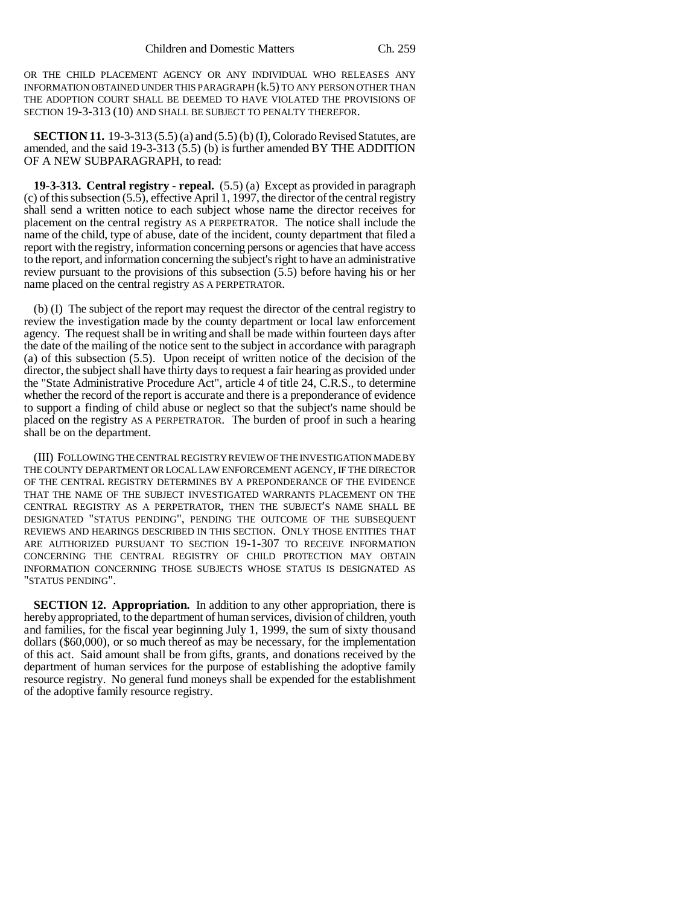OR THE CHILD PLACEMENT AGENCY OR ANY INDIVIDUAL WHO RELEASES ANY INFORMATION OBTAINED UNDER THIS PARAGRAPH (k.5) TO ANY PERSON OTHER THAN THE ADOPTION COURT SHALL BE DEEMED TO HAVE VIOLATED THE PROVISIONS OF SECTION 19-3-313 (10) AND SHALL BE SUBJECT TO PENALTY THEREFOR.

**SECTION 11.** 19-3-313 (5.5) (a) and (5.5) (b) (I), Colorado Revised Statutes, are amended, and the said 19-3-313 (5.5) (b) is further amended BY THE ADDITION OF A NEW SUBPARAGRAPH, to read:

**19-3-313. Central registry - repeal.** (5.5) (a) Except as provided in paragraph (c) of this subsection (5.5), effective April 1, 1997, the director of the central registry shall send a written notice to each subject whose name the director receives for placement on the central registry AS A PERPETRATOR. The notice shall include the name of the child, type of abuse, date of the incident, county department that filed a report with the registry, information concerning persons or agencies that have access to the report, and information concerning the subject's right to have an administrative review pursuant to the provisions of this subsection (5.5) before having his or her name placed on the central registry AS A PERPETRATOR.

(b) (I) The subject of the report may request the director of the central registry to review the investigation made by the county department or local law enforcement agency. The request shall be in writing and shall be made within fourteen days after the date of the mailing of the notice sent to the subject in accordance with paragraph (a) of this subsection (5.5). Upon receipt of written notice of the decision of the director, the subject shall have thirty days to request a fair hearing as provided under the "State Administrative Procedure Act", article 4 of title 24, C.R.S., to determine whether the record of the report is accurate and there is a preponderance of evidence to support a finding of child abuse or neglect so that the subject's name should be placed on the registry AS A PERPETRATOR. The burden of proof in such a hearing shall be on the department.

(III) FOLLOWING THE CENTRAL REGISTRY REVIEW OF THE INVESTIGATION MADE BY THE COUNTY DEPARTMENT OR LOCAL LAW ENFORCEMENT AGENCY, IF THE DIRECTOR OF THE CENTRAL REGISTRY DETERMINES BY A PREPONDERANCE OF THE EVIDENCE THAT THE NAME OF THE SUBJECT INVESTIGATED WARRANTS PLACEMENT ON THE CENTRAL REGISTRY AS A PERPETRATOR, THEN THE SUBJECT'S NAME SHALL BE DESIGNATED "STATUS PENDING", PENDING THE OUTCOME OF THE SUBSEQUENT REVIEWS AND HEARINGS DESCRIBED IN THIS SECTION. ONLY THOSE ENTITIES THAT ARE AUTHORIZED PURSUANT TO SECTION 19-1-307 TO RECEIVE INFORMATION CONCERNING THE CENTRAL REGISTRY OF CHILD PROTECTION MAY OBTAIN INFORMATION CONCERNING THOSE SUBJECTS WHOSE STATUS IS DESIGNATED AS "STATUS PENDING".

**SECTION 12. Appropriation.** In addition to any other appropriation, there is hereby appropriated, to the department of human services, division of children, youth and families, for the fiscal year beginning July 1, 1999, the sum of sixty thousand dollars ($60,000), or so much thereof as may be necessary, for the implementation of this act. Said amount shall be from gifts, grants, and donations received by the department of human services for the purpose of establishing the adoptive family resource registry. No general fund moneys shall be expended for the establishment of the adoptive family resource registry.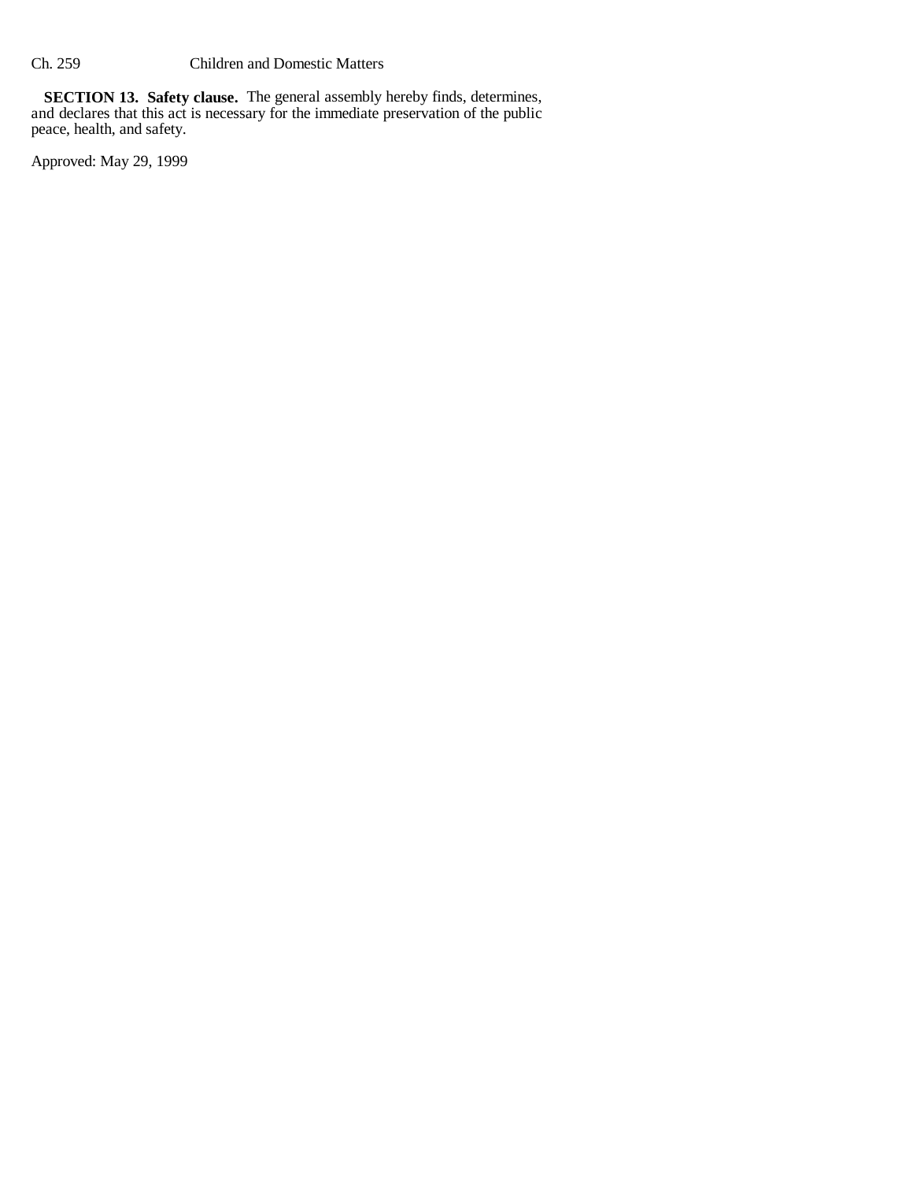**SECTION 13. Safety clause.** The general assembly hereby finds, determines, and declares that this act is necessary for the immediate preservation of the public peace, health, and safety.

Approved: May 29, 1999